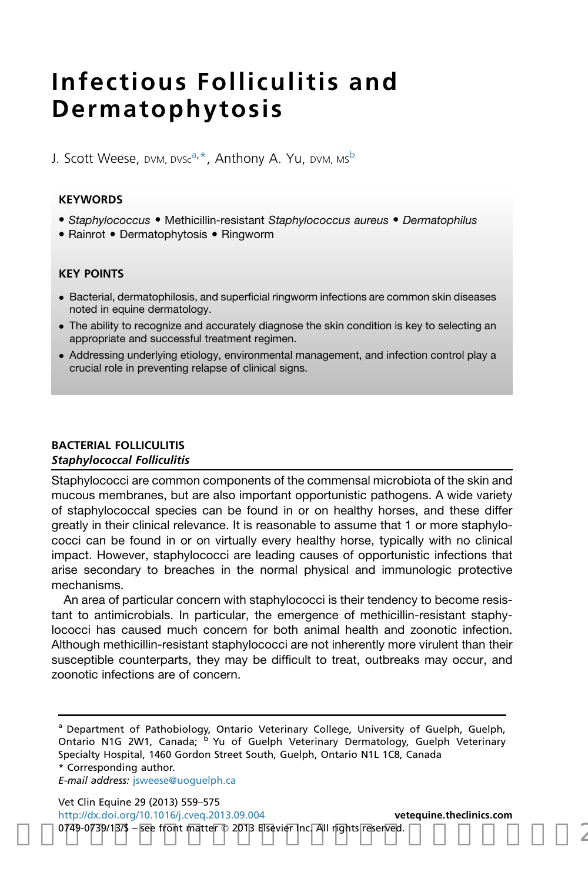# Infectious Folliculitis and Dermatophytosis

J. Scott Weese, DVM, DVSc[a,*], Anthony A. Yu, DVM, MS[b]

## KEYWORDS

- *Staphylococcus* • Methicillin-resistant *Staphylococcus aureus* • *Dermatophilus*
- Rainrot • Dermatophytosis • Ringworm

## KEY POINTS

- Bacterial, dermatophilosis, and superficial ringworm infections are common skin diseases noted in equine dermatology.
- The ability to recognize and accurately diagnose the skin condition is key to selecting an appropriate and successful treatment regimen.
- Addressing underlying etiology, environmental management, and infection control play a crucial role in preventing relapse of clinical signs.

## BACTERIAL FOLLICULITIS

### *Staphylococcal Folliculitis*

Staphylococci are common components of the commensal microbiota of the skin and mucous membranes, but are also important opportunistic pathogens. A wide variety of staphylococcal species can be found in or on healthy horses, and these differ greatly in their clinical relevance. It is reasonable to assume that 1 or more staphylococci can be found in or on virtually every healthy horse, typically with no clinical impact. However, staphylococci are leading causes of opportunistic infections that arise secondary to breaches in the normal physical and immunologic protective mechanisms.

An area of particular concern with staphylococci is their tendency to become resistant to antimicrobials. In particular, the emergence of methicillin-resistant staphylococci has caused much concern for both animal health and zoonotic infection. Although methicillin-resistant staphylococci are not inherently more virulent than their susceptible counterparts, they may be difficult to treat, outbreaks may occur, and zoonotic infections are of concern.

---

[a] Department of Pathobiology, Ontario Veterinary College, University of Guelph, Guelph, Ontario N1G 2W1, Canada; [b] Yu of Guelph Veterinary Dermatology, Guelph Veterinary Specialty Hospital, 1460 Gordon Street South, Guelph, Ontario N1L 1C8, Canada

\* Corresponding author.

*E-mail address:* jsweese@uoguelph.ca

http://dx.doi.org/10.1016/j.cveq.2013.09.004

0749-0739/13/$ – see front matter © 2013 Elsevier Inc. All rights reserved.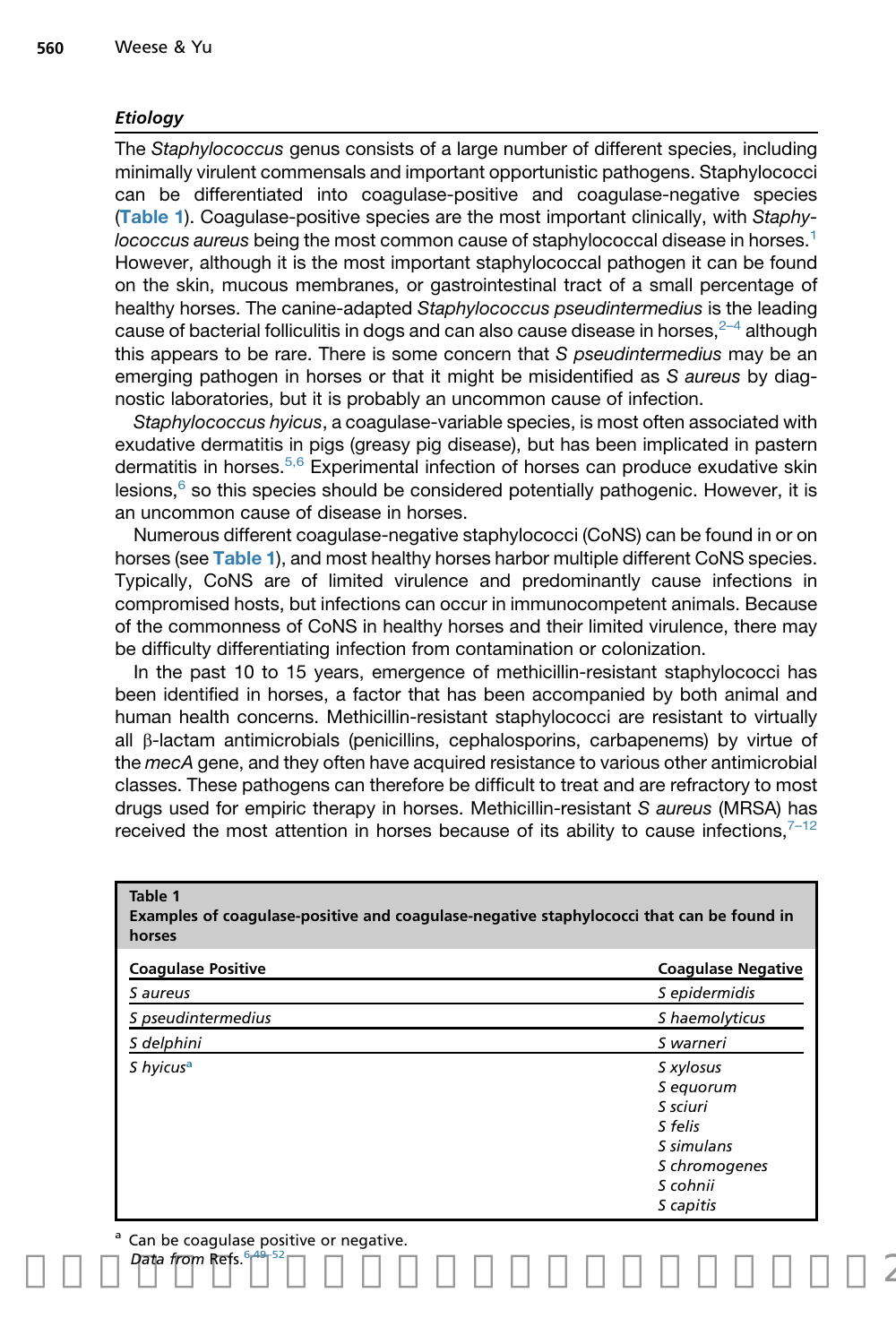## Etiology

The *Staphylococcus* genus consists of a large number of different species, including minimally virulent commensals and important opportunistic pathogens. Staphylococci can be differentiated into coagulase-positive and coagulase-negative species (Table 1). Coagulase-positive species are the most important clinically, with *Staphylococcus aureus* being the most common cause of staphylococcal disease in horses.[1] However, although it is the most important staphylococcal pathogen it can be found on the skin, mucous membranes, or gastrointestinal tract of a small percentage of healthy horses. The canine-adapted *Staphylococcus pseudintermedius* is the leading cause of bacterial folliculitis in dogs and can also cause disease in horses,[2–4] although this appears to be rare. There is some concern that *S pseudintermedius* may be an emerging pathogen in horses or that it might be misidentified as *S aureus* by diagnostic laboratories, but it is probably an uncommon cause of infection.

*Staphylococcus hyicus*, a coagulase-variable species, is most often associated with exudative dermatitis in pigs (greasy pig disease), but has been implicated in pastern dermatitis in horses.[5,6] Experimental infection of horses can produce exudative skin lesions,[6] so this species should be considered potentially pathogenic. However, it is an uncommon cause of disease in horses.

Numerous different coagulase-negative staphylococci (CoNS) can be found in or on horses (see Table 1), and most healthy horses harbor multiple different CoNS species. Typically, CoNS are of limited virulence and predominantly cause infections in compromised hosts, but infections can occur in immunocompetent animals. Because of the commonness of CoNS in healthy horses and their limited virulence, there may be difficulty differentiating infection from contamination or colonization.

In the past 10 to 15 years, emergence of methicillin-resistant staphylococci has been identified in horses, a factor that has been accompanied by both animal and human health concerns. Methicillin-resistant staphylococci are resistant to virtually all β-lactam antimicrobials (penicillins, cephalosporins, carbapenems) by virtue of the *mecA* gene, and they often have acquired resistance to various other antimicrobial classes. These pathogens can therefore be difficult to treat and are refractory to most drugs used for empiric therapy in horses. Methicillin-resistant *S aureus* (MRSA) has received the most attention in horses because of its ability to cause infections,[7–12]

**Table 1**
**Examples of coagulase-positive and coagulase-negative staphylococci that can be found in horses**

| Coagulase Positive | Coagulase Negative |
|---|---|
| *S aureus* | *S epidermidis* |
| *S pseudintermedius* | *S haemolyticus* |
| *S delphini* | *S warneri* |
| *S hyicus*[a] | *S xylosus* |
| | *S equorum* |
| | *S sciuri* |
| | *S felis* |
| | *S simulans* |
| | *S chromogenes* |
| | *S cohnii* |
| | *S capitis* |

[a] Can be coagulase positive or negative.
*Data from* Refs.[6,49–52]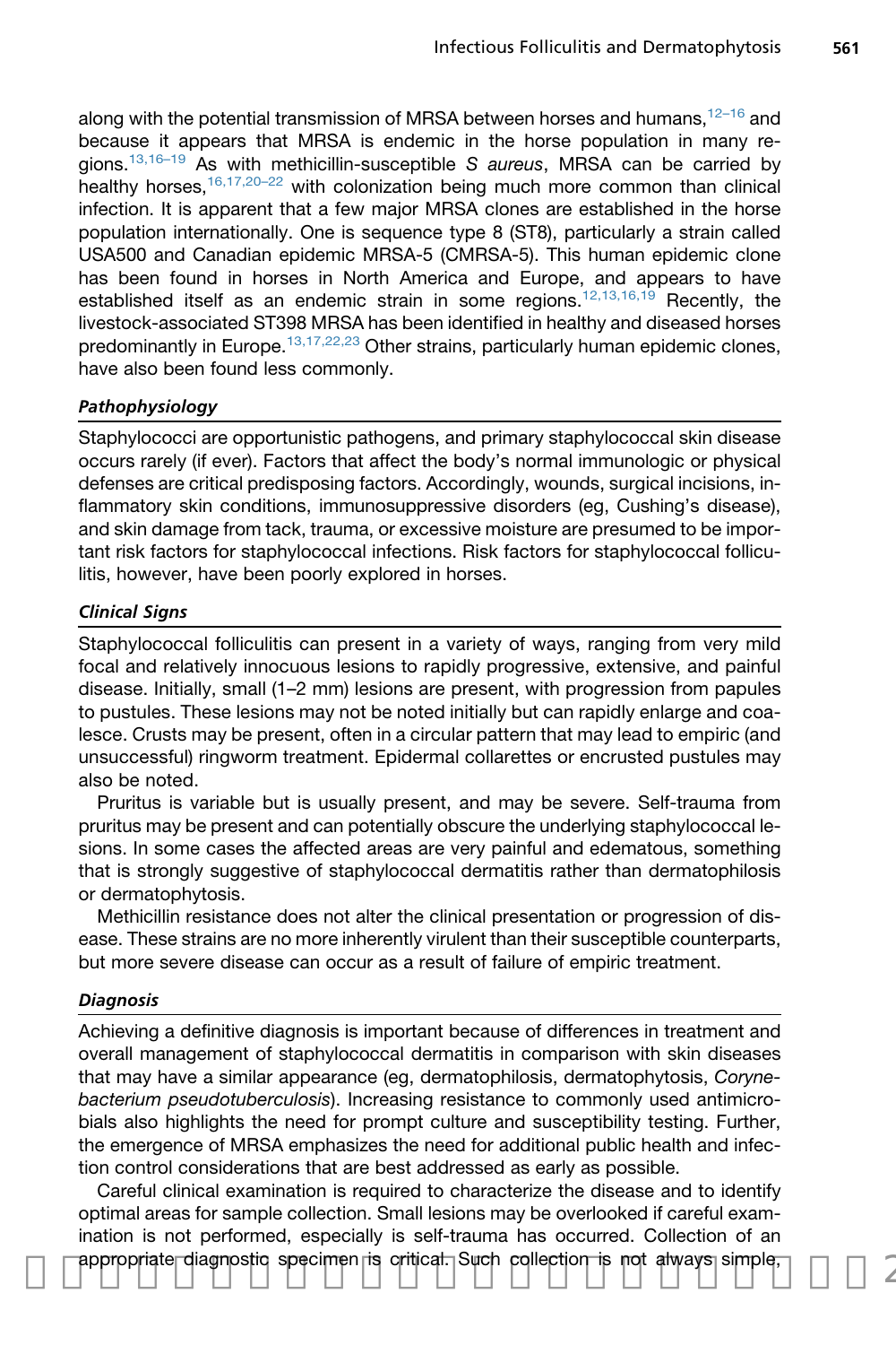along with the potential transmission of MRSA between horses and humans,[12–16] and because it appears that MRSA is endemic in the horse population in many regions.[13,16–19] As with methicillin-susceptible *S aureus*, MRSA can be carried by healthy horses,[16,17,20–22] with colonization being much more common than clinical infection. It is apparent that a few major MRSA clones are established in the horse population internationally. One is sequence type 8 (ST8), particularly a strain called USA500 and Canadian epidemic MRSA-5 (CMRSA-5). This human epidemic clone has been found in horses in North America and Europe, and appears to have established itself as an endemic strain in some regions.[12,13,16,19] Recently, the livestock-associated ST398 MRSA has been identified in healthy and diseased horses predominantly in Europe.[13,17,22,23] Other strains, particularly human epidemic clones, have also been found less commonly.

### *Pathophysiology*

Staphylococci are opportunistic pathogens, and primary staphylococcal skin disease occurs rarely (if ever). Factors that affect the body's normal immunologic or physical defenses are critical predisposing factors. Accordingly, wounds, surgical incisions, inflammatory skin conditions, immunosuppressive disorders (eg, Cushing's disease), and skin damage from tack, trauma, or excessive moisture are presumed to be important risk factors for staphylococcal infections. Risk factors for staphylococcal folliculitis, however, have been poorly explored in horses.

### *Clinical Signs*

Staphylococcal folliculitis can present in a variety of ways, ranging from very mild focal and relatively innocuous lesions to rapidly progressive, extensive, and painful disease. Initially, small (1–2 mm) lesions are present, with progression from papules to pustules. These lesions may not be noted initially but can rapidly enlarge and coalesce. Crusts may be present, often in a circular pattern that may lead to empiric (and unsuccessful) ringworm treatment. Epidermal collarettes or encrusted pustules may also be noted.

Pruritus is variable but is usually present, and may be severe. Self-trauma from pruritus may be present and can potentially obscure the underlying staphylococcal lesions. In some cases the affected areas are very painful and edematous, something that is strongly suggestive of staphylococcal dermatitis rather than dermatophilosis or dermatophytosis.

Methicillin resistance does not alter the clinical presentation or progression of disease. These strains are no more inherently virulent than their susceptible counterparts, but more severe disease can occur as a result of failure of empiric treatment.

### *Diagnosis*

Achieving a definitive diagnosis is important because of differences in treatment and overall management of staphylococcal dermatitis in comparison with skin diseases that may have a similar appearance (eg, dermatophilosis, dermatophytosis, *Corynebacterium pseudotuberculosis*). Increasing resistance to commonly used antimicrobials also highlights the need for prompt culture and susceptibility testing. Further, the emergence of MRSA emphasizes the need for additional public health and infection control considerations that are best addressed as early as possible.

Careful clinical examination is required to characterize the disease and to identify optimal areas for sample collection. Small lesions may be overlooked if careful examination is not performed, especially is self-trauma has occurred. Collection of an appropriate diagnostic specimen is critical. Such collection is not always simple,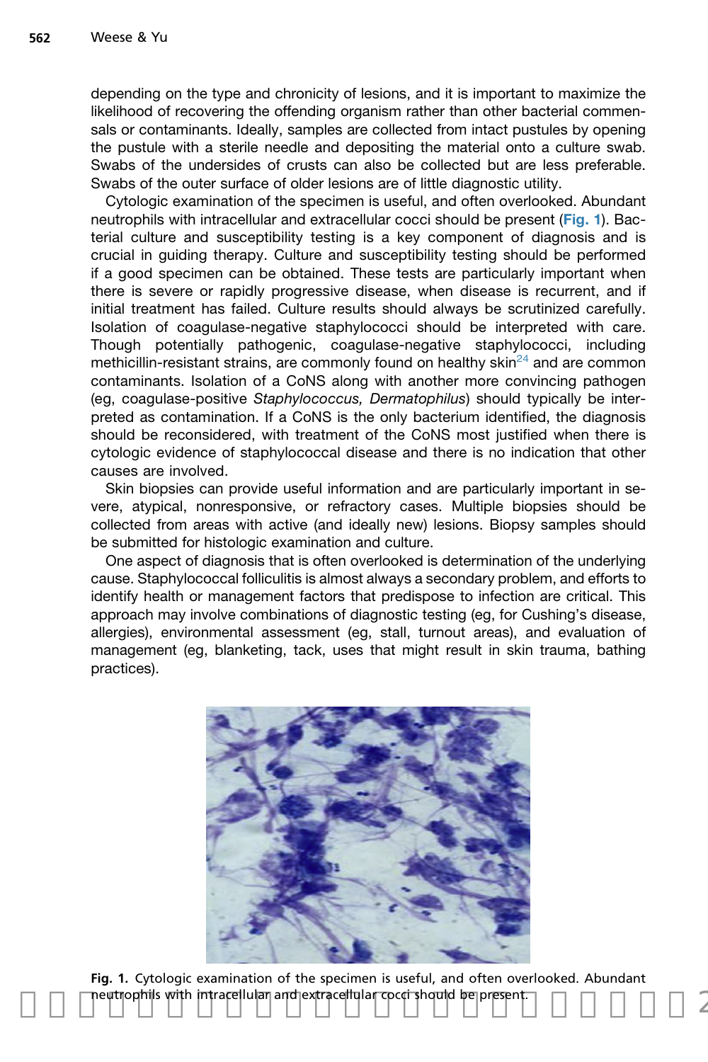depending on the type and chronicity of lesions, and it is important to maximize the likelihood of recovering the offending organism rather than other bacterial commensals or contaminants. Ideally, samples are collected from intact pustules by opening the pustule with a sterile needle and depositing the material onto a culture swab. Swabs of the undersides of crusts can also be collected but are less preferable. Swabs of the outer surface of older lesions are of little diagnostic utility.

Cytologic examination of the specimen is useful, and often overlooked. Abundant neutrophils with intracellular and extracellular cocci should be present (**Fig. 1**). Bacterial culture and susceptibility testing is a key component of diagnosis and is crucial in guiding therapy. Culture and susceptibility testing should be performed if a good specimen can be obtained. These tests are particularly important when there is severe or rapidly progressive disease, when disease is recurrent, and if initial treatment has failed. Culture results should always be scrutinized carefully. Isolation of coagulase-negative staphylococci should be interpreted with care. Though potentially pathogenic, coagulase-negative staphylococci, including methicillin-resistant strains, are commonly found on healthy skin[24] and are common contaminants. Isolation of a CoNS along with another more convincing pathogen (eg, coagulase-positive *Staphylococcus, Dermatophilus*) should typically be interpreted as contamination. If a CoNS is the only bacterium identified, the diagnosis should be reconsidered, with treatment of the CoNS most justified when there is cytologic evidence of staphylococcal disease and there is no indication that other causes are involved.

Skin biopsies can provide useful information and are particularly important in severe, atypical, nonresponsive, or refractory cases. Multiple biopsies should be collected from areas with active (and ideally new) lesions. Biopsy samples should be submitted for histologic examination and culture.

One aspect of diagnosis that is often overlooked is determination of the underlying cause. Staphylococcal folliculitis is almost always a secondary problem, and efforts to identify health or management factors that predispose to infection are critical. This approach may involve combinations of diagnostic testing (eg, for Cushing's disease, allergies), environmental assessment (eg, stall, turnout areas), and evaluation of management (eg, blanketing, tack, uses that might result in skin trauma, bathing practices).

**Fig. 1.** Cytologic examination of the specimen is useful, and often overlooked. Abundant neutrophils with intracellular and extracellular cocci should be present.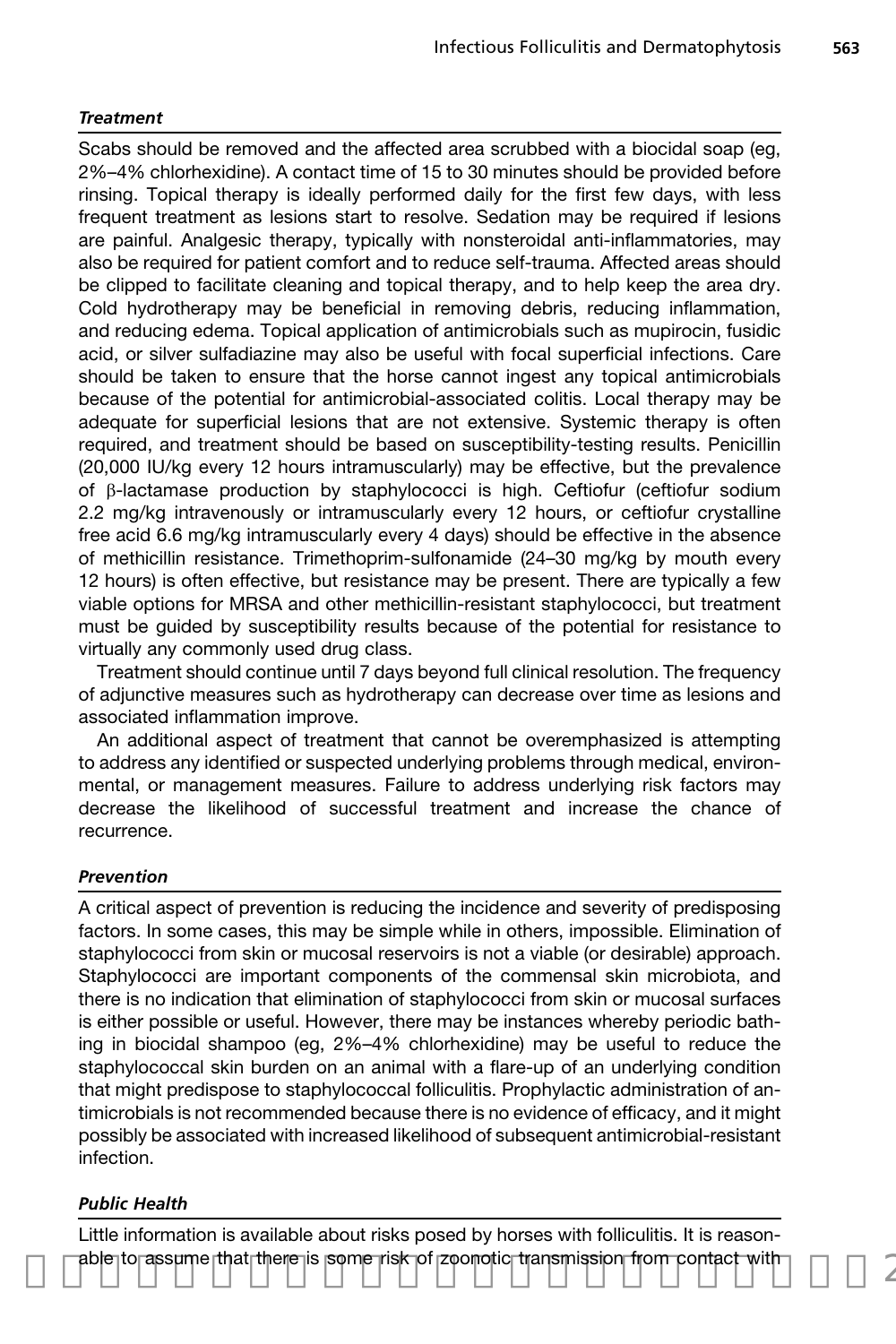### *Treatment*

Scabs should be removed and the affected area scrubbed with a biocidal soap (eg, 2%–4% chlorhexidine). A contact time of 15 to 30 minutes should be provided before rinsing. Topical therapy is ideally performed daily for the first few days, with less frequent treatment as lesions start to resolve. Sedation may be required if lesions are painful. Analgesic therapy, typically with nonsteroidal anti-inflammatories, may also be required for patient comfort and to reduce self-trauma. Affected areas should be clipped to facilitate cleaning and topical therapy, and to help keep the area dry. Cold hydrotherapy may be beneficial in removing debris, reducing inflammation, and reducing edema. Topical application of antimicrobials such as mupirocin, fusidic acid, or silver sulfadiazine may also be useful with focal superficial infections. Care should be taken to ensure that the horse cannot ingest any topical antimicrobials because of the potential for antimicrobial-associated colitis. Local therapy may be adequate for superficial lesions that are not extensive. Systemic therapy is often required, and treatment should be based on susceptibility-testing results. Penicillin (20,000 IU/kg every 12 hours intramuscularly) may be effective, but the prevalence of β-lactamase production by staphylococci is high. Ceftiofur (ceftiofur sodium 2.2 mg/kg intravenously or intramuscularly every 12 hours, or ceftiofur crystalline free acid 6.6 mg/kg intramuscularly every 4 days) should be effective in the absence of methicillin resistance. Trimethoprim-sulfonamide (24–30 mg/kg by mouth every 12 hours) is often effective, but resistance may be present. There are typically a few viable options for MRSA and other methicillin-resistant staphylococci, but treatment must be guided by susceptibility results because of the potential for resistance to virtually any commonly used drug class.

Treatment should continue until 7 days beyond full clinical resolution. The frequency of adjunctive measures such as hydrotherapy can decrease over time as lesions and associated inflammation improve.

An additional aspect of treatment that cannot be overemphasized is attempting to address any identified or suspected underlying problems through medical, environmental, or management measures. Failure to address underlying risk factors may decrease the likelihood of successful treatment and increase the chance of recurrence.

### *Prevention*

A critical aspect of prevention is reducing the incidence and severity of predisposing factors. In some cases, this may be simple while in others, impossible. Elimination of staphylococci from skin or mucosal reservoirs is not a viable (or desirable) approach. Staphylococci are important components of the commensal skin microbiota, and there is no indication that elimination of staphylococci from skin or mucosal surfaces is either possible or useful. However, there may be instances whereby periodic bathing in biocidal shampoo (eg, 2%–4% chlorhexidine) may be useful to reduce the staphylococcal skin burden on an animal with a flare-up of an underlying condition that might predispose to staphylococcal folliculitis. Prophylactic administration of antimicrobials is not recommended because there is no evidence of efficacy, and it might possibly be associated with increased likelihood of subsequent antimicrobial-resistant infection.

### *Public Health*

Little information is available about risks posed by horses with folliculitis. It is reasonable to assume that there is some risk of zoonotic transmission from contact with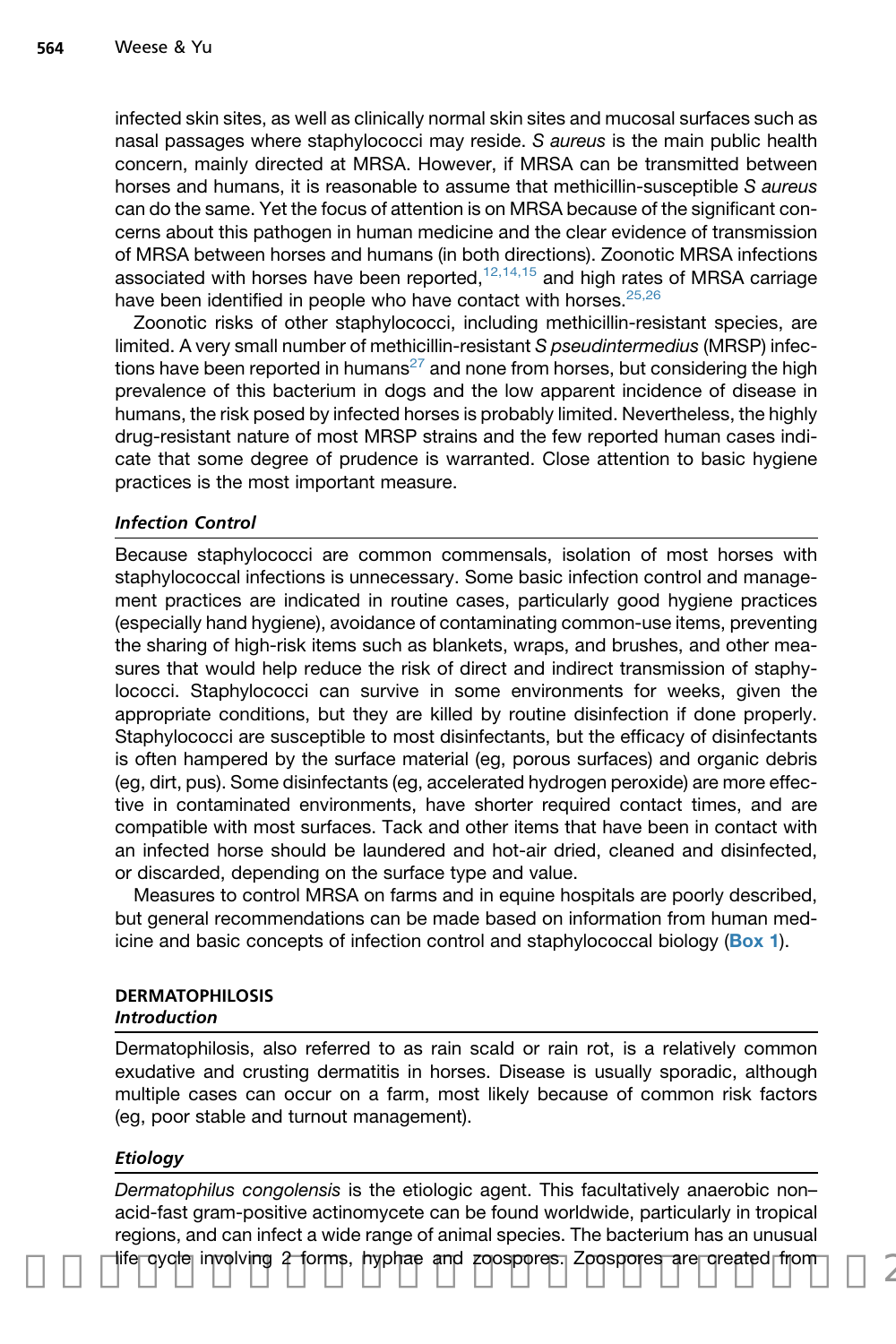infected skin sites, as well as clinically normal skin sites and mucosal surfaces such as nasal passages where staphylococci may reside. *S aureus* is the main public health concern, mainly directed at MRSA. However, if MRSA can be transmitted between horses and humans, it is reasonable to assume that methicillin-susceptible *S aureus* can do the same. Yet the focus of attention is on MRSA because of the significant concerns about this pathogen in human medicine and the clear evidence of transmission of MRSA between horses and humans (in both directions). Zoonotic MRSA infections associated with horses have been reported,[12,14,15] and high rates of MRSA carriage have been identified in people who have contact with horses.[25,26]

Zoonotic risks of other staphylococci, including methicillin-resistant species, are limited. A very small number of methicillin-resistant *S pseudintermedius* (MRSP) infections have been reported in humans[27] and none from horses, but considering the high prevalence of this bacterium in dogs and the low apparent incidence of disease in humans, the risk posed by infected horses is probably limited. Nevertheless, the highly drug-resistant nature of most MRSP strains and the few reported human cases indicate that some degree of prudence is warranted. Close attention to basic hygiene practices is the most important measure.

### *Infection Control*

Because staphylococci are common commensals, isolation of most horses with staphylococcal infections is unnecessary. Some basic infection control and management practices are indicated in routine cases, particularly good hygiene practices (especially hand hygiene), avoidance of contaminating common-use items, preventing the sharing of high-risk items such as blankets, wraps, and brushes, and other measures that would help reduce the risk of direct and indirect transmission of staphylococci. Staphylococci can survive in some environments for weeks, given the appropriate conditions, but they are killed by routine disinfection if done properly. Staphylococci are susceptible to most disinfectants, but the efficacy of disinfectants is often hampered by the surface material (eg, porous surfaces) and organic debris (eg, dirt, pus). Some disinfectants (eg, accelerated hydrogen peroxide) are more effective in contaminated environments, have shorter required contact times, and are compatible with most surfaces. Tack and other items that have been in contact with an infected horse should be laundered and hot-air dried, cleaned and disinfected, or discarded, depending on the surface type and value.

Measures to control MRSA on farms and in equine hospitals are poorly described, but general recommendations can be made based on information from human medicine and basic concepts of infection control and staphylococcal biology (**Box 1**).

## DERMATOPHILOSIS

### *Introduction*

Dermatophilosis, also referred to as rain scald or rain rot, is a relatively common exudative and crusting dermatitis in horses. Disease is usually sporadic, although multiple cases can occur on a farm, most likely because of common risk factors (eg, poor stable and turnout management).

### *Etiology*

*Dermatophilus congolensis* is the etiologic agent. This facultatively anaerobic non–acid-fast gram-positive actinomycete can be found worldwide, particularly in tropical regions, and can infect a wide range of animal species. The bacterium has an unusual life cycle involving 2 forms, hyphae and zoospores. Zoospores are created from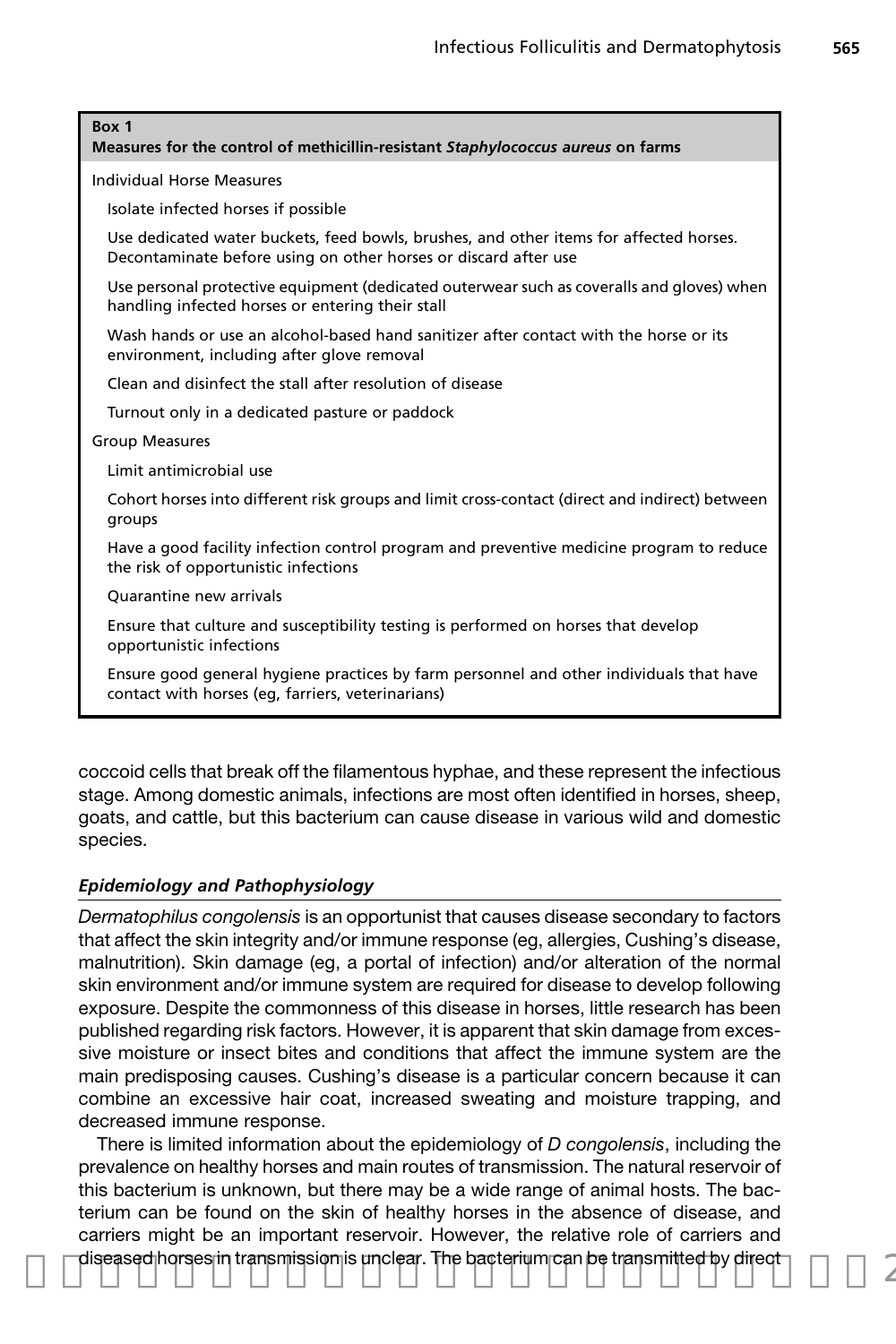**Box 1**
**Measures for the control of methicillin-resistant *Staphylococcus aureus* on farms**

Individual Horse Measures

- Isolate infected horses if possible
- Use dedicated water buckets, feed bowls, brushes, and other items for affected horses. Decontaminate before using on other horses or discard after use
- Use personal protective equipment (dedicated outerwear such as coveralls and gloves) when handling infected horses or entering their stall
- Wash hands or use an alcohol-based hand sanitizer after contact with the horse or its environment, including after glove removal
- Clean and disinfect the stall after resolution of disease
- Turnout only in a dedicated pasture or paddock

Group Measures

- Limit antimicrobial use
- Cohort horses into different risk groups and limit cross-contact (direct and indirect) between groups
- Have a good facility infection control program and preventive medicine program to reduce the risk of opportunistic infections
- Quarantine new arrivals
- Ensure that culture and susceptibility testing is performed on horses that develop opportunistic infections
- Ensure good general hygiene practices by farm personnel and other individuals that have contact with horses (eg, farriers, veterinarians)

coccoid cells that break off the filamentous hyphae, and these represent the infectious stage. Among domestic animals, infections are most often identified in horses, sheep, goats, and cattle, but this bacterium can cause disease in various wild and domestic species.

### *Epidemiology and Pathophysiology*

*Dermatophilus congolensis* is an opportunist that causes disease secondary to factors that affect the skin integrity and/or immune response (eg, allergies, Cushing's disease, malnutrition). Skin damage (eg, a portal of infection) and/or alteration of the normal skin environment and/or immune system are required for disease to develop following exposure. Despite the commonness of this disease in horses, little research has been published regarding risk factors. However, it is apparent that skin damage from excessive moisture or insect bites and conditions that affect the immune system are the main predisposing causes. Cushing's disease is a particular concern because it can combine an excessive hair coat, increased sweating and moisture trapping, and decreased immune response.

There is limited information about the epidemiology of *D congolensis*, including the prevalence on healthy horses and main routes of transmission. The natural reservoir of this bacterium is unknown, but there may be a wide range of animal hosts. The bacterium can be found on the skin of healthy horses in the absence of disease, and carriers might be an important reservoir. However, the relative role of carriers and diseased horses in transmission is unclear. The bacterium can be transmitted by direct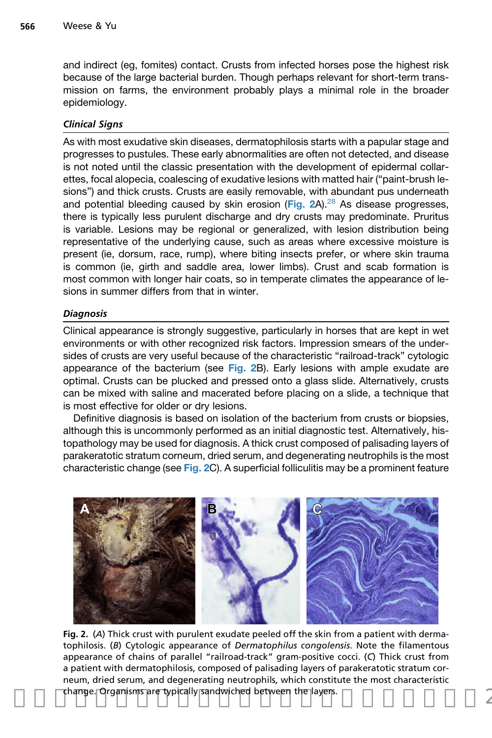and indirect (eg, fomites) contact. Crusts from infected horses pose the highest risk because of the large bacterial burden. Though perhaps relevant for short-term transmission on farms, the environment probably plays a minimal role in the broader epidemiology.

### *Clinical Signs*

As with most exudative skin diseases, dermatophilosis starts with a papular stage and progresses to pustules. These early abnormalities are often not detected, and disease is not noted until the classic presentation with the development of epidermal collarettes, focal alopecia, coalescing of exudative lesions with matted hair ("paint-brush lesions") and thick crusts. Crusts are easily removable, with abundant pus underneath and potential bleeding caused by skin erosion (**Fig. 2**A).[28] As disease progresses, there is typically less purulent discharge and dry crusts may predominate. Pruritus is variable. Lesions may be regional or generalized, with lesion distribution being representative of the underlying cause, such as areas where excessive moisture is present (ie, dorsum, race, rump), where biting insects prefer, or where skin trauma is common (ie, girth and saddle area, lower limbs). Crust and scab formation is most common with longer hair coats, so in temperate climates the appearance of lesions in summer differs from that in winter.

### *Diagnosis*

Clinical appearance is strongly suggestive, particularly in horses that are kept in wet environments or with other recognized risk factors. Impression smears of the undersides of crusts are very useful because of the characteristic "railroad-track" cytologic appearance of the bacterium (see **Fig. 2**B). Early lesions with ample exudate are optimal. Crusts can be plucked and pressed onto a glass slide. Alternatively, crusts can be mixed with saline and macerated before placing on a slide, a technique that is most effective for older or dry lesions.

Definitive diagnosis is based on isolation of the bacterium from crusts or biopsies, although this is uncommonly performed as an initial diagnostic test. Alternatively, histopathology may be used for diagnosis. A thick crust composed of palisading layers of parakeratotic stratum corneum, dried serum, and degenerating neutrophils is the most characteristic change (see **Fig. 2**C). A superficial folliculitis may be a prominent feature

**Fig. 2.** (*A*) Thick crust with purulent exudate peeled off the skin from a patient with dermatophilosis. (*B*) Cytologic appearance of *Dermatophilus congolensis*. Note the filamentous appearance of chains of parallel "railroad-track" gram-positive cocci. (*C*) Thick crust from a patient with dermatophilosis, composed of palisading layers of parakeratotic stratum corneum, dried serum, and degenerating neutrophils, which constitute the most characteristic change. Organisms are typically sandwiched between the layers.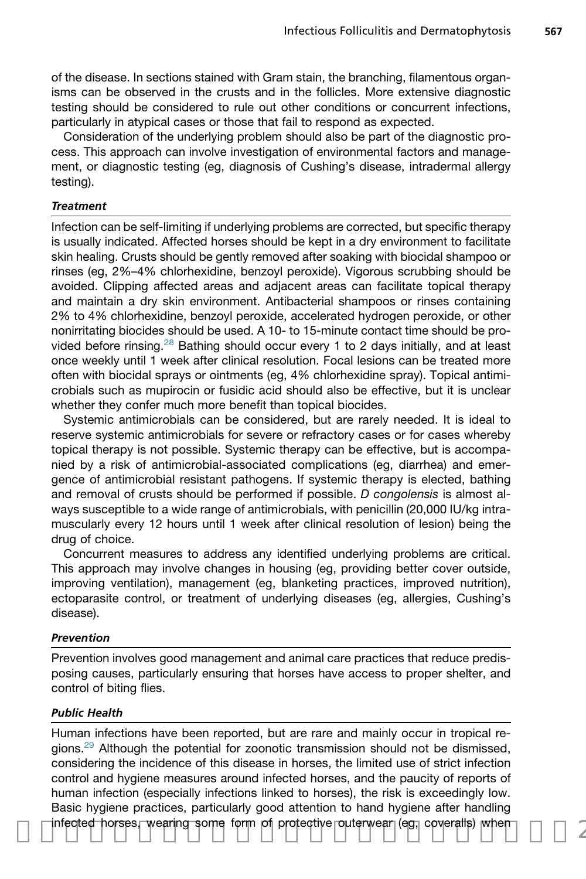of the disease. In sections stained with Gram stain, the branching, filamentous organisms can be observed in the crusts and in the follicles. More extensive diagnostic testing should be considered to rule out other conditions or concurrent infections, particularly in atypical cases or those that fail to respond as expected.

Consideration of the underlying problem should also be part of the diagnostic process. This approach can involve investigation of environmental factors and management, or diagnostic testing (eg, diagnosis of Cushing's disease, intradermal allergy testing).

#### *Treatment*

Infection can be self-limiting if underlying problems are corrected, but specific therapy is usually indicated. Affected horses should be kept in a dry environment to facilitate skin healing. Crusts should be gently removed after soaking with biocidal shampoo or rinses (eg, 2%–4% chlorhexidine, benzoyl peroxide). Vigorous scrubbing should be avoided. Clipping affected areas and adjacent areas can facilitate topical therapy and maintain a dry skin environment. Antibacterial shampoos or rinses containing 2% to 4% chlorhexidine, benzoyl peroxide, accelerated hydrogen peroxide, or other nonirritating biocides should be used. A 10- to 15-minute contact time should be provided before rinsing.[28] Bathing should occur every 1 to 2 days initially, and at least once weekly until 1 week after clinical resolution. Focal lesions can be treated more often with biocidal sprays or ointments (eg, 4% chlorhexidine spray). Topical antimicrobials such as mupirocin or fusidic acid should also be effective, but it is unclear whether they confer much more benefit than topical biocides.

Systemic antimicrobials can be considered, but are rarely needed. It is ideal to reserve systemic antimicrobials for severe or refractory cases or for cases whereby topical therapy is not possible. Systemic therapy can be effective, but is accompanied by a risk of antimicrobial-associated complications (eg, diarrhea) and emergence of antimicrobial resistant pathogens. If systemic therapy is elected, bathing and removal of crusts should be performed if possible. *D congolensis* is almost always susceptible to a wide range of antimicrobials, with penicillin (20,000 IU/kg intramuscularly every 12 hours until 1 week after clinical resolution of lesion) being the drug of choice.

Concurrent measures to address any identified underlying problems are critical. This approach may involve changes in housing (eg, providing better cover outside, improving ventilation), management (eg, blanketing practices, improved nutrition), ectoparasite control, or treatment of underlying diseases (eg, allergies, Cushing's disease).

#### *Prevention*

Prevention involves good management and animal care practices that reduce predisposing causes, particularly ensuring that horses have access to proper shelter, and control of biting flies.

#### *Public Health*

Human infections have been reported, but are rare and mainly occur in tropical regions.[29] Although the potential for zoonotic transmission should not be dismissed, considering the incidence of this disease in horses, the limited use of strict infection control and hygiene measures around infected horses, and the paucity of reports of human infection (especially infections linked to horses), the risk is exceedingly low. Basic hygiene practices, particularly good attention to hand hygiene after handling infected horses, wearing some form of protective outerwear (eg, coveralls) when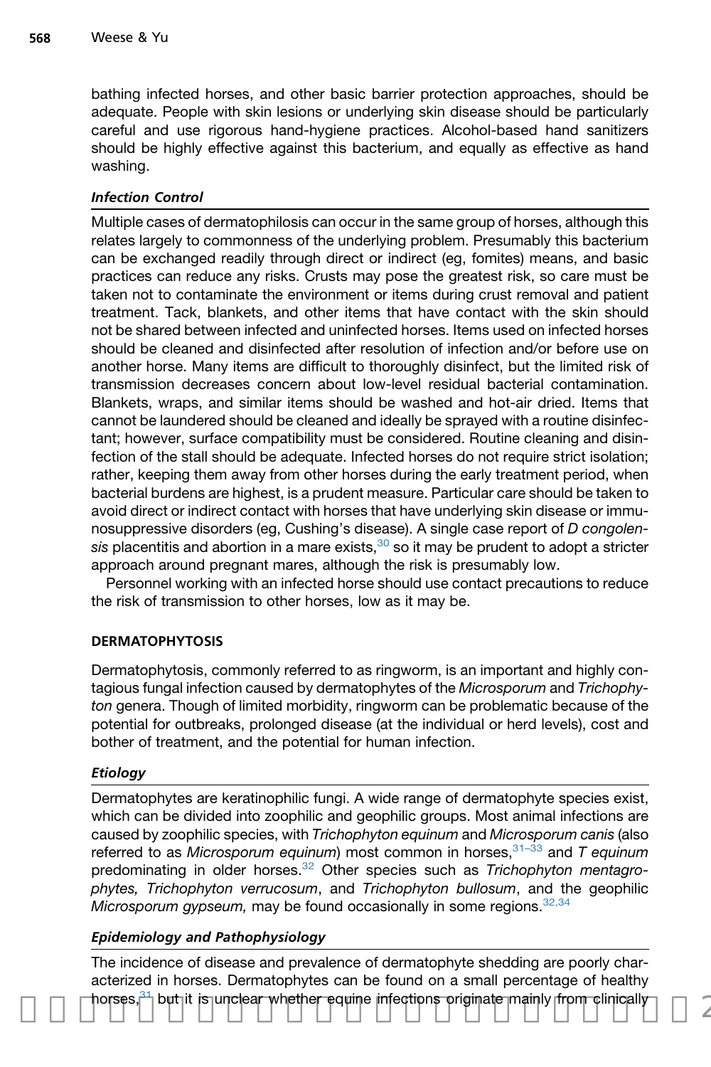bathing infected horses, and other basic barrier protection approaches, should be adequate. People with skin lesions or underlying skin disease should be particularly careful and use rigorous hand-hygiene practices. Alcohol-based hand sanitizers should be highly effective against this bacterium, and equally as effective as hand washing.

### *Infection Control*

Multiple cases of dermatophilosis can occur in the same group of horses, although this relates largely to commonness of the underlying problem. Presumably this bacterium can be exchanged readily through direct or indirect (eg, fomites) means, and basic practices can reduce any risks. Crusts may pose the greatest risk, so care must be taken not to contaminate the environment or items during crust removal and patient treatment. Tack, blankets, and other items that have contact with the skin should not be shared between infected and uninfected horses. Items used on infected horses should be cleaned and disinfected after resolution of infection and/or before use on another horse. Many items are difficult to thoroughly disinfect, but the limited risk of transmission decreases concern about low-level residual bacterial contamination. Blankets, wraps, and similar items should be washed and hot-air dried. Items that cannot be laundered should be cleaned and ideally be sprayed with a routine disinfectant; however, surface compatibility must be considered. Routine cleaning and disinfection of the stall should be adequate. Infected horses do not require strict isolation; rather, keeping them away from other horses during the early treatment period, when bacterial burdens are highest, is a prudent measure. Particular care should be taken to avoid direct or indirect contact with horses that have underlying skin disease or immunosuppressive disorders (eg, Cushing's disease). A single case report of *D congolensis* placentitis and abortion in a mare exists,[30] so it may be prudent to adopt a stricter approach around pregnant mares, although the risk is presumably low.

Personnel working with an infected horse should use contact precautions to reduce the risk of transmission to other horses, low as it may be.

## DERMATOPHYTOSIS

Dermatophytosis, commonly referred to as ringworm, is an important and highly contagious fungal infection caused by dermatophytes of the *Microsporum* and *Trichophyton* genera. Though of limited morbidity, ringworm can be problematic because of the potential for outbreaks, prolonged disease (at the individual or herd levels), cost and bother of treatment, and the potential for human infection.

### *Etiology*

Dermatophytes are keratinophilic fungi. A wide range of dermatophyte species exist, which can be divided into zoophilic and geophilic groups. Most animal infections are caused by zoophilic species, with *Trichophyton equinum* and *Microsporum canis* (also referred to as *Microsporum equinum*) most common in horses,[31–33] and *T equinum* predominating in older horses.[32] Other species such as *Trichophyton mentagrophytes, Trichophyton verrucosum*, and *Trichophyton bullosum*, and the geophilic *Microsporum gypseum,* may be found occasionally in some regions.[32,34]

### *Epidemiology and Pathophysiology*

The incidence of disease and prevalence of dermatophyte shedding are poorly characterized in horses. Dermatophytes can be found on a small percentage of healthy horses,[31] but it is unclear whether equine infections originate mainly from clinically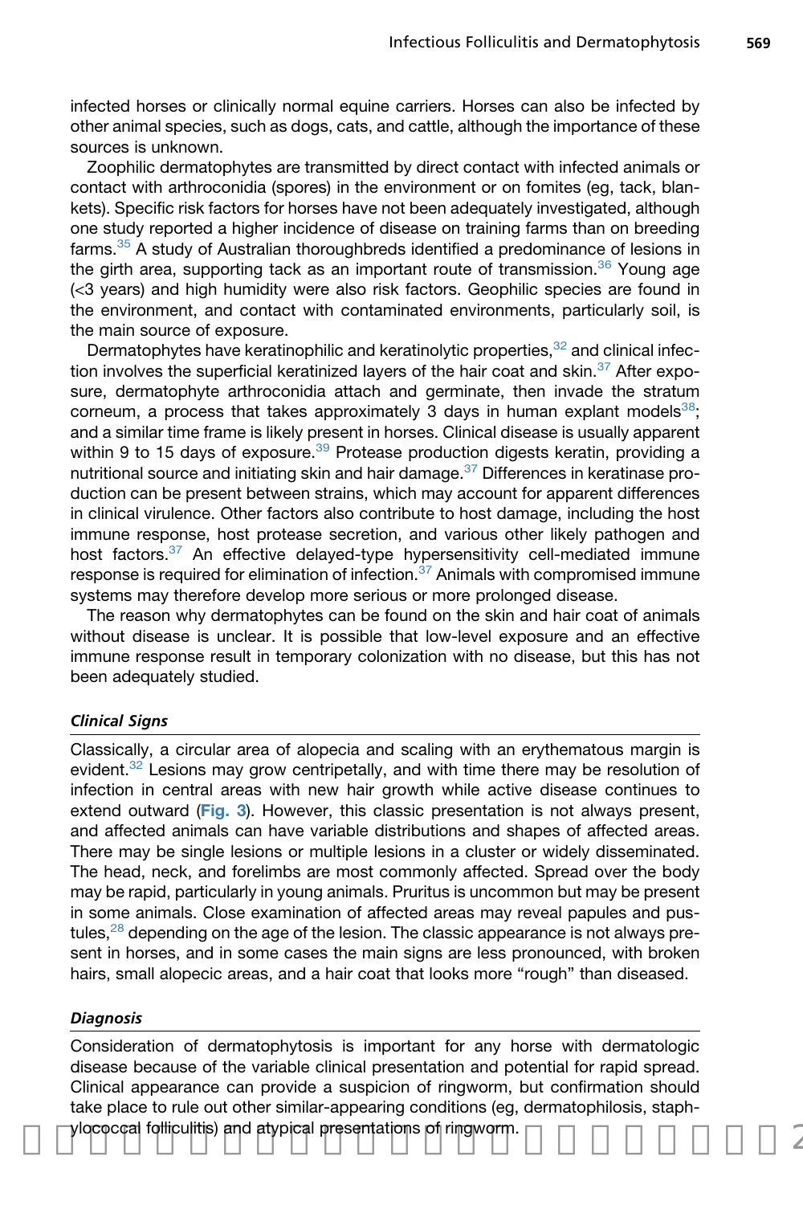infected horses or clinically normal equine carriers. Horses can also be infected by other animal species, such as dogs, cats, and cattle, although the importance of these sources is unknown.

Zoophilic dermatophytes are transmitted by direct contact with infected animals or contact with arthroconidia (spores) in the environment or on fomites (eg, tack, blankets). Specific risk factors for horses have not been adequately investigated, although one study reported a higher incidence of disease on training farms than on breeding farms.[35] A study of Australian thoroughbreds identified a predominance of lesions in the girth area, supporting tack as an important route of transmission.[36] Young age (<3 years) and high humidity were also risk factors. Geophilic species are found in the environment, and contact with contaminated environments, particularly soil, is the main source of exposure.

Dermatophytes have keratinophilic and keratinolytic properties,[32] and clinical infection involves the superficial keratinized layers of the hair coat and skin.[37] After exposure, dermatophyte arthroconidia attach and germinate, then invade the stratum corneum, a process that takes approximately 3 days in human explant models[38]; and a similar time frame is likely present in horses. Clinical disease is usually apparent within 9 to 15 days of exposure.[39] Protease production digests keratin, providing a nutritional source and initiating skin and hair damage.[37] Differences in keratinase production can be present between strains, which may account for apparent differences in clinical virulence. Other factors also contribute to host damage, including the host immune response, host protease secretion, and various other likely pathogen and host factors.[37] An effective delayed-type hypersensitivity cell-mediated immune response is required for elimination of infection.[37] Animals with compromised immune systems may therefore develop more serious or more prolonged disease.

The reason why dermatophytes can be found on the skin and hair coat of animals without disease is unclear. It is possible that low-level exposure and an effective immune response result in temporary colonization with no disease, but this has not been adequately studied.

### *Clinical Signs*

Classically, a circular area of alopecia and scaling with an erythematous margin is evident.[32] Lesions may grow centripetally, and with time there may be resolution of infection in central areas with new hair growth while active disease continues to extend outward (Fig. 3). However, this classic presentation is not always present, and affected animals can have variable distributions and shapes of affected areas. There may be single lesions or multiple lesions in a cluster or widely disseminated. The head, neck, and forelimbs are most commonly affected. Spread over the body may be rapid, particularly in young animals. Pruritus is uncommon but may be present in some animals. Close examination of affected areas may reveal papules and pustules,[28] depending on the age of the lesion. The classic appearance is not always present in horses, and in some cases the main signs are less pronounced, with broken hairs, small alopecic areas, and a hair coat that looks more "rough" than diseased.

### *Diagnosis*

Consideration of dermatophytosis is important for any horse with dermatologic disease because of the variable clinical presentation and potential for rapid spread. Clinical appearance can provide a suspicion of ringworm, but confirmation should take place to rule out other similar-appearing conditions (eg, dermatophilosis, staphylococcal folliculitis) and atypical presentations of ringworm.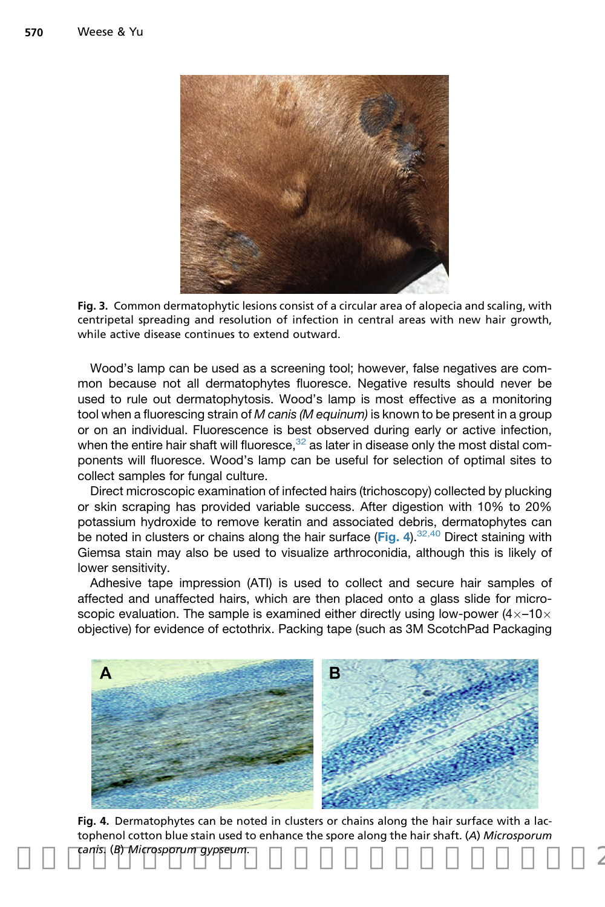Fig. 3. Common dermatophytic lesions consist of a circular area of alopecia and scaling, with centripetal spreading and resolution of infection in central areas with new hair growth, while active disease continues to extend outward.

Wood's lamp can be used as a screening tool; however, false negatives are common because not all dermatophytes fluoresce. Negative results should never be used to rule out dermatophytosis. Wood's lamp is most effective as a monitoring tool when a fluorescing strain of *M canis (M equinum)* is known to be present in a group or on an individual. Fluorescence is best observed during early or active infection, when the entire hair shaft will fluoresce,[32] as later in disease only the most distal components will fluoresce. Wood's lamp can be useful for selection of optimal sites to collect samples for fungal culture.

Direct microscopic examination of infected hairs (trichoscopy) collected by plucking or skin scraping has provided variable success. After digestion with 10% to 20% potassium hydroxide to remove keratin and associated debris, dermatophytes can be noted in clusters or chains along the hair surface (Fig. 4).[32,40] Direct staining with Giemsa stain may also be used to visualize arthroconidia, although this is likely of lower sensitivity.

Adhesive tape impression (ATI) is used to collect and secure hair samples of affected and unaffected hairs, which are then placed onto a glass slide for microscopic evaluation. The sample is examined either directly using low-power (4×–10× objective) for evidence of ectothrix. Packing tape (such as 3M ScotchPad Packaging

Fig. 4. Dermatophytes can be noted in clusters or chains along the hair surface with a lactophenol cotton blue stain used to enhance the spore along the hair shaft. (*A*) *Microsporum canis*. (*B*) *Microsporum gypseum*.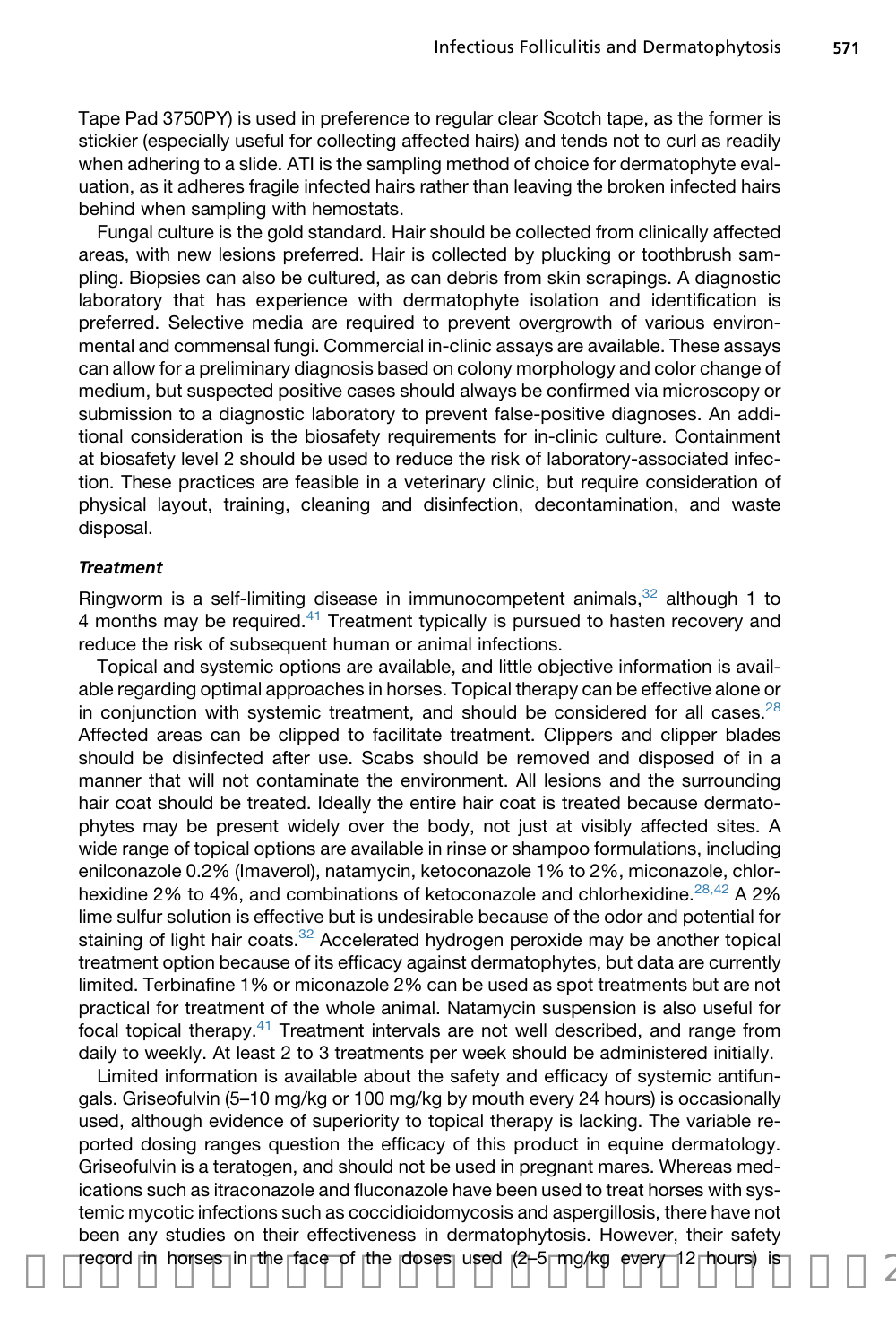Tape Pad 3750PY) is used in preference to regular clear Scotch tape, as the former is stickier (especially useful for collecting affected hairs) and tends not to curl as readily when adhering to a slide. ATI is the sampling method of choice for dermatophyte evaluation, as it adheres fragile infected hairs rather than leaving the broken infected hairs behind when sampling with hemostats.

Fungal culture is the gold standard. Hair should be collected from clinically affected areas, with new lesions preferred. Hair is collected by plucking or toothbrush sampling. Biopsies can also be cultured, as can debris from skin scrapings. A diagnostic laboratory that has experience with dermatophyte isolation and identification is preferred. Selective media are required to prevent overgrowth of various environmental and commensal fungi. Commercial in-clinic assays are available. These assays can allow for a preliminary diagnosis based on colony morphology and color change of medium, but suspected positive cases should always be confirmed via microscopy or submission to a diagnostic laboratory to prevent false-positive diagnoses. An additional consideration is the biosafety requirements for in-clinic culture. Containment at biosafety level 2 should be used to reduce the risk of laboratory-associated infection. These practices are feasible in a veterinary clinic, but require consideration of physical layout, training, cleaning and disinfection, decontamination, and waste disposal.

### *Treatment*

Ringworm is a self-limiting disease in immunocompetent animals,[32] although 1 to 4 months may be required.[41] Treatment typically is pursued to hasten recovery and reduce the risk of subsequent human or animal infections.

Topical and systemic options are available, and little objective information is available regarding optimal approaches in horses. Topical therapy can be effective alone or in conjunction with systemic treatment, and should be considered for all cases.[28] Affected areas can be clipped to facilitate treatment. Clippers and clipper blades should be disinfected after use. Scabs should be removed and disposed of in a manner that will not contaminate the environment. All lesions and the surrounding hair coat should be treated. Ideally the entire hair coat is treated because dermatophytes may be present widely over the body, not just at visibly affected sites. A wide range of topical options are available in rinse or shampoo formulations, including enilconazole 0.2% (Imaverol), natamycin, ketoconazole 1% to 2%, miconazole, chlorhexidine 2% to 4%, and combinations of ketoconazole and chlorhexidine.[28,42] A 2% lime sulfur solution is effective but is undesirable because of the odor and potential for staining of light hair coats.[32] Accelerated hydrogen peroxide may be another topical treatment option because of its efficacy against dermatophytes, but data are currently limited. Terbinafine 1% or miconazole 2% can be used as spot treatments but are not practical for treatment of the whole animal. Natamycin suspension is also useful for focal topical therapy.[41] Treatment intervals are not well described, and range from daily to weekly. At least 2 to 3 treatments per week should be administered initially.

Limited information is available about the safety and efficacy of systemic antifungals. Griseofulvin (5–10 mg/kg or 100 mg/kg by mouth every 24 hours) is occasionally used, although evidence of superiority to topical therapy is lacking. The variable reported dosing ranges question the efficacy of this product in equine dermatology. Griseofulvin is a teratogen, and should not be used in pregnant mares. Whereas medications such as itraconazole and fluconazole have been used to treat horses with systemic mycotic infections such as coccidioidomycosis and aspergillosis, there have not been any studies on their effectiveness in dermatophytosis. However, their safety record in horses in the face of the doses used (2–5 mg/kg every 12 hours) is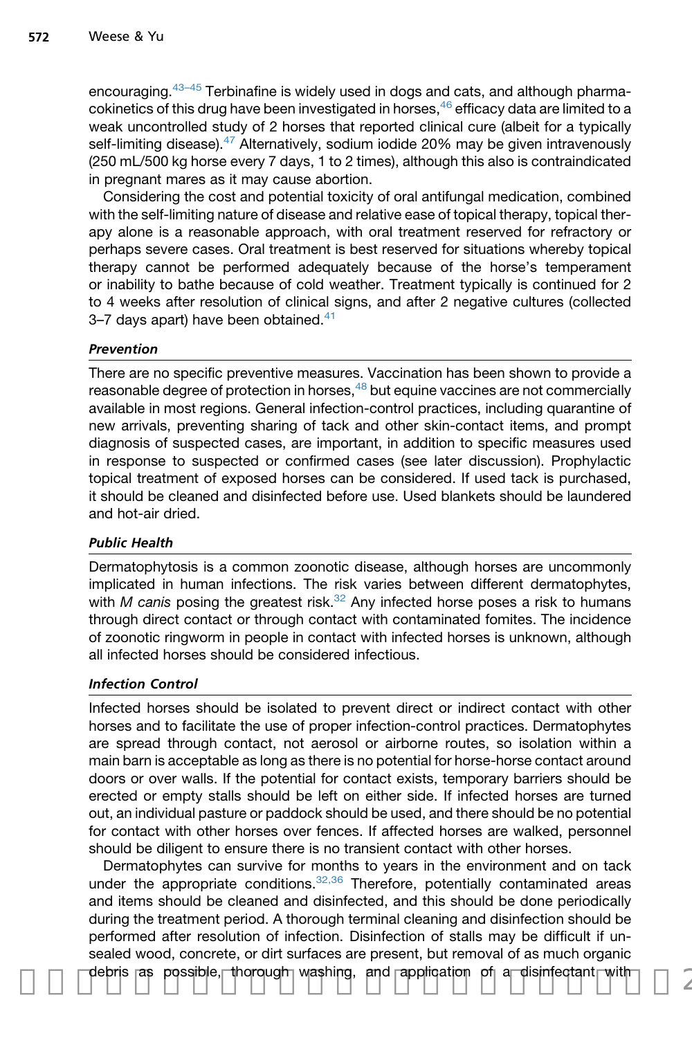encouraging.[43–45] Terbinafine is widely used in dogs and cats, and although pharmacokinetics of this drug have been investigated in horses,[46] efficacy data are limited to a weak uncontrolled study of 2 horses that reported clinical cure (albeit for a typically self-limiting disease).[47] Alternatively, sodium iodide 20% may be given intravenously (250 mL/500 kg horse every 7 days, 1 to 2 times), although this also is contraindicated in pregnant mares as it may cause abortion.

Considering the cost and potential toxicity of oral antifungal medication, combined with the self-limiting nature of disease and relative ease of topical therapy, topical therapy alone is a reasonable approach, with oral treatment reserved for refractory or perhaps severe cases. Oral treatment is best reserved for situations whereby topical therapy cannot be performed adequately because of the horse's temperament or inability to bathe because of cold weather. Treatment typically is continued for 2 to 4 weeks after resolution of clinical signs, and after 2 negative cultures (collected 3–7 days apart) have been obtained.[41]

#### *Prevention*

There are no specific preventive measures. Vaccination has been shown to provide a reasonable degree of protection in horses,[48] but equine vaccines are not commercially available in most regions. General infection-control practices, including quarantine of new arrivals, preventing sharing of tack and other skin-contact items, and prompt diagnosis of suspected cases, are important, in addition to specific measures used in response to suspected or confirmed cases (see later discussion). Prophylactic topical treatment of exposed horses can be considered. If used tack is purchased, it should be cleaned and disinfected before use. Used blankets should be laundered and hot-air dried.

#### *Public Health*

Dermatophytosis is a common zoonotic disease, although horses are uncommonly implicated in human infections. The risk varies between different dermatophytes, with *M canis* posing the greatest risk.[32] Any infected horse poses a risk to humans through direct contact or through contact with contaminated fomites. The incidence of zoonotic ringworm in people in contact with infected horses is unknown, although all infected horses should be considered infectious.

#### *Infection Control*

Infected horses should be isolated to prevent direct or indirect contact with other horses and to facilitate the use of proper infection-control practices. Dermatophytes are spread through contact, not aerosol or airborne routes, so isolation within a main barn is acceptable as long as there is no potential for horse-horse contact around doors or over walls. If the potential for contact exists, temporary barriers should be erected or empty stalls should be left on either side. If infected horses are turned out, an individual pasture or paddock should be used, and there should be no potential for contact with other horses over fences. If affected horses are walked, personnel should be diligent to ensure there is no transient contact with other horses.

Dermatophytes can survive for months to years in the environment and on tack under the appropriate conditions.[32,36] Therefore, potentially contaminated areas and items should be cleaned and disinfected, and this should be done periodically during the treatment period. A thorough terminal cleaning and disinfection should be performed after resolution of infection. Disinfection of stalls may be difficult if unsealed wood, concrete, or dirt surfaces are present, but removal of as much organic debris as possible, thorough washing, and application of a disinfectant with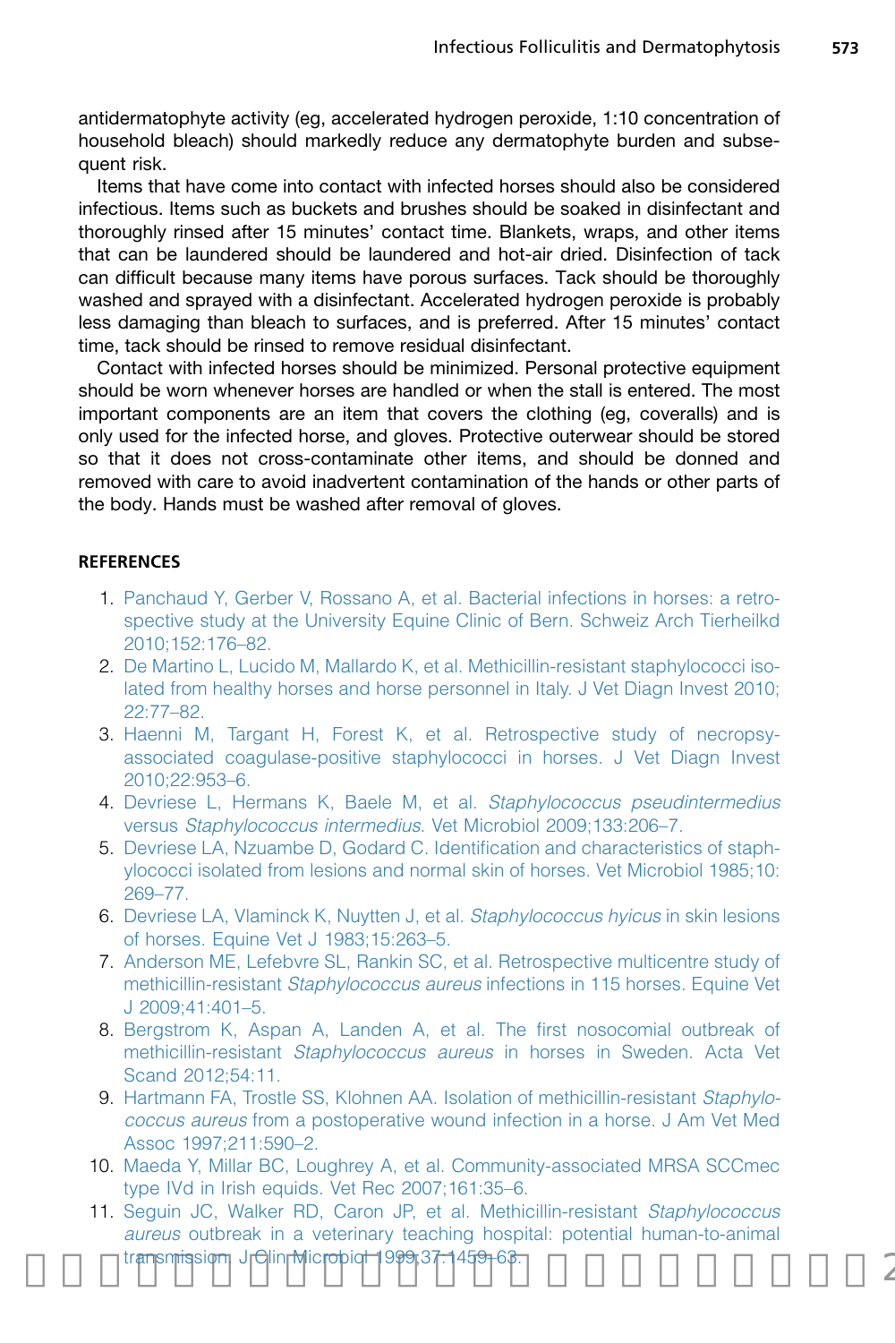antidermatophyte activity (eg, accelerated hydrogen peroxide, 1:10 concentration of household bleach) should markedly reduce any dermatophyte burden and subsequent risk.

Items that have come into contact with infected horses should also be considered infectious. Items such as buckets and brushes should be soaked in disinfectant and thoroughly rinsed after 15 minutes' contact time. Blankets, wraps, and other items that can be laundered should be laundered and hot-air dried. Disinfection of tack can difficult because many items have porous surfaces. Tack should be thoroughly washed and sprayed with a disinfectant. Accelerated hydrogen peroxide is probably less damaging than bleach to surfaces, and is preferred. After 15 minutes' contact time, tack should be rinsed to remove residual disinfectant.

Contact with infected horses should be minimized. Personal protective equipment should be worn whenever horses are handled or when the stall is entered. The most important components are an item that covers the clothing (eg, coveralls) and is only used for the infected horse, and gloves. Protective outerwear should be stored so that it does not cross-contaminate other items, and should be donned and removed with care to avoid inadvertent contamination of the hands or other parts of the body. Hands must be washed after removal of gloves.

## REFERENCES

1. Panchaud Y, Gerber V, Rossano A, et al. Bacterial infections in horses: a retrospective study at the University Equine Clinic of Bern. Schweiz Arch Tierheilkd 2010;152:176–82.
2. De Martino L, Lucido M, Mallardo K, et al. Methicillin-resistant staphylococci isolated from healthy horses and horse personnel in Italy. J Vet Diagn Invest 2010;22:77–82.
3. Haenni M, Targant H, Forest K, et al. Retrospective study of necropsy-associated coagulase-positive staphylococci in horses. J Vet Diagn Invest 2010;22:953–6.
4. Devriese L, Hermans K, Baele M, et al. *Staphylococcus pseudintermedius* versus *Staphylococcus intermedius*. Vet Microbiol 2009;133:206–7.
5. Devriese LA, Nzuambe D, Godard C. Identification and characteristics of staphylococci isolated from lesions and normal skin of horses. Vet Microbiol 1985;10:269–77.
6. Devriese LA, Vlaminck K, Nuytten J, et al. *Staphylococcus hyicus* in skin lesions of horses. Equine Vet J 1983;15:263–5.
7. Anderson ME, Lefebvre SL, Rankin SC, et al. Retrospective multicentre study of methicillin-resistant *Staphylococcus aureus* infections in 115 horses. Equine Vet J 2009;41:401–5.
8. Bergstrom K, Aspan A, Landen A, et al. The first nosocomial outbreak of methicillin-resistant *Staphylococcus aureus* in horses in Sweden. Acta Vet Scand 2012;54:11.
9. Hartmann FA, Trostle SS, Klohnen AA. Isolation of methicillin-resistant *Staphylococcus aureus* from a postoperative wound infection in a horse. J Am Vet Med Assoc 1997;211:590–2.
10. Maeda Y, Millar BC, Loughrey A, et al. Community-associated MRSA SCCmec type IVd in Irish equids. Vet Rec 2007;161:35–6.
11. Seguin JC, Walker RD, Caron JP, et al. Methicillin-resistant *Staphylococcus aureus* outbreak in a veterinary teaching hospital: potential human-to-animal transmission. J Clin Microbiol 1999;37:1459–63.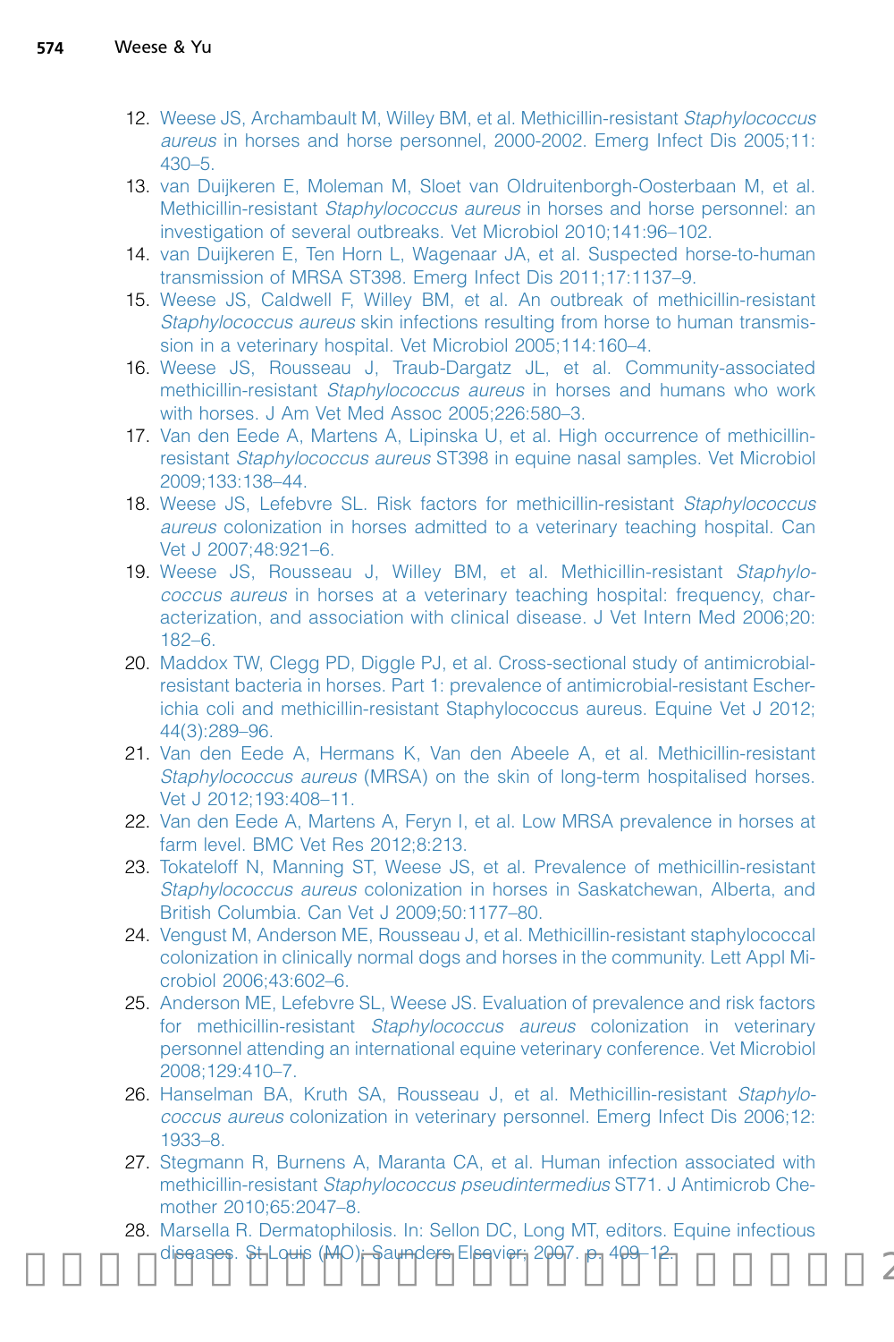12. Weese JS, Archambault M, Willey BM, et al. Methicillin-resistant *Staphylococcus aureus* in horses and horse personnel, 2000-2002. Emerg Infect Dis 2005;11:430–5.
13. van Duijkeren E, Moleman M, Sloet van Oldruitenborgh-Oosterbaan M, et al. Methicillin-resistant *Staphylococcus aureus* in horses and horse personnel: an investigation of several outbreaks. Vet Microbiol 2010;141:96–102.
14. van Duijkeren E, Ten Horn L, Wagenaar JA, et al. Suspected horse-to-human transmission of MRSA ST398. Emerg Infect Dis 2011;17:1137–9.
15. Weese JS, Caldwell F, Willey BM, et al. An outbreak of methicillin-resistant *Staphylococcus aureus* skin infections resulting from horse to human transmission in a veterinary hospital. Vet Microbiol 2005;114:160–4.
16. Weese JS, Rousseau J, Traub-Dargatz JL, et al. Community-associated methicillin-resistant *Staphylococcus aureus* in horses and humans who work with horses. J Am Vet Med Assoc 2005;226:580–3.
17. Van den Eede A, Martens A, Lipinska U, et al. High occurrence of methicillin-resistant *Staphylococcus aureus* ST398 in equine nasal samples. Vet Microbiol 2009;133:138–44.
18. Weese JS, Lefebvre SL. Risk factors for methicillin-resistant *Staphylococcus aureus* colonization in horses admitted to a veterinary teaching hospital. Can Vet J 2007;48:921–6.
19. Weese JS, Rousseau J, Willey BM, et al. Methicillin-resistant *Staphylococcus aureus* in horses at a veterinary teaching hospital: frequency, characterization, and association with clinical disease. J Vet Intern Med 2006;20:182–6.
20. Maddox TW, Clegg PD, Diggle PJ, et al. Cross-sectional study of antimicrobial-resistant bacteria in horses. Part 1: prevalence of antimicrobial-resistant Escherichia coli and methicillin-resistant Staphylococcus aureus. Equine Vet J 2012;44(3):289–96.
21. Van den Eede A, Hermans K, Van den Abeele A, et al. Methicillin-resistant *Staphylococcus aureus* (MRSA) on the skin of long-term hospitalised horses. Vet J 2012;193:408–11.
22. Van den Eede A, Martens A, Feryn I, et al. Low MRSA prevalence in horses at farm level. BMC Vet Res 2012;8:213.
23. Tokateloff N, Manning ST, Weese JS, et al. Prevalence of methicillin-resistant *Staphylococcus aureus* colonization in horses in Saskatchewan, Alberta, and British Columbia. Can Vet J 2009;50:1177–80.
24. Vengust M, Anderson ME, Rousseau J, et al. Methicillin-resistant staphylococcal colonization in clinically normal dogs and horses in the community. Lett Appl Microbiol 2006;43:602–6.
25. Anderson ME, Lefebvre SL, Weese JS. Evaluation of prevalence and risk factors for methicillin-resistant *Staphylococcus aureus* colonization in veterinary personnel attending an international equine veterinary conference. Vet Microbiol 2008;129:410–7.
26. Hanselman BA, Kruth SA, Rousseau J, et al. Methicillin-resistant *Staphylococcus aureus* colonization in veterinary personnel. Emerg Infect Dis 2006;12:1933–8.
27. Stegmann R, Burnens A, Maranta CA, et al. Human infection associated with methicillin-resistant *Staphylococcus pseudintermedius* ST71. J Antimicrob Chemother 2010;65:2047–8.
28. Marsella R. Dermatophilosis. In: Sellon DC, Long MT, editors. Equine infectious diseases. St Louis (MO): Saunders Elsevier; 2007. p. 409–12.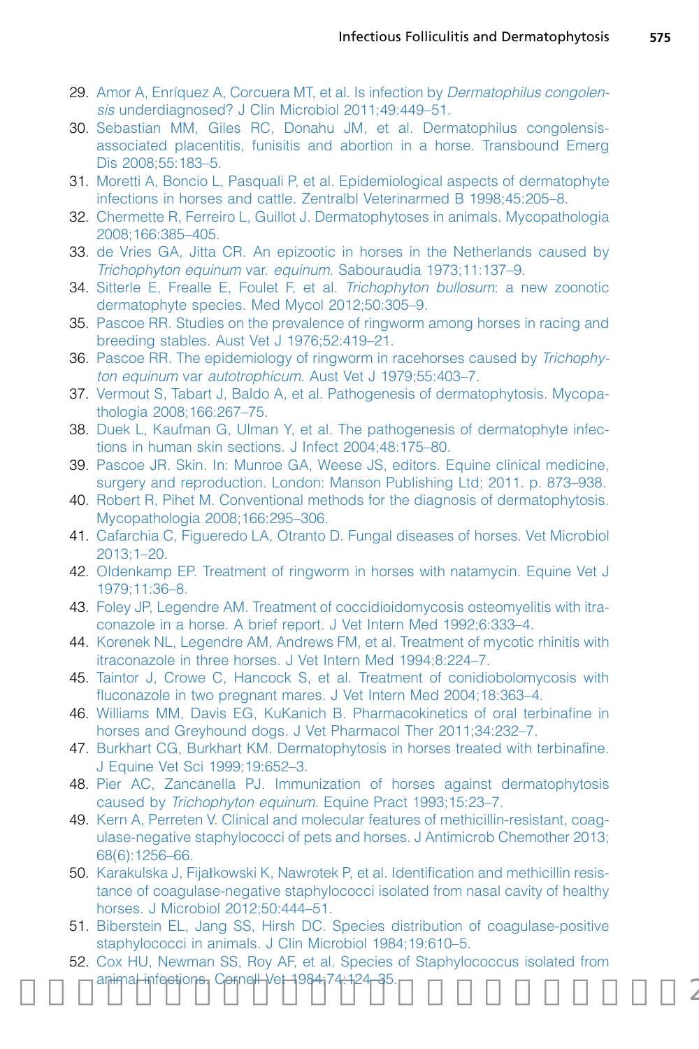29. Amor A, Enríquez A, Corcuera MT, et al. Is infection by *Dermatophilus congolensis* underdiagnosed? J Clin Microbiol 2011;49:449–51.
30. Sebastian MM, Giles RC, Donahu JM, et al. Dermatophilus congolensis-associated placentitis, funisitis and abortion in a horse. Transbound Emerg Dis 2008;55:183–5.
31. Moretti A, Boncio L, Pasquali P, et al. Epidemiological aspects of dermatophyte infections in horses and cattle. Zentralbl Veterinarmed B 1998;45:205–8.
32. Chermette R, Ferreiro L, Guillot J. Dermatophytoses in animals. Mycopathologia 2008;166:385–405.
33. de Vries GA, Jitta CR. An epizootic in horses in the Netherlands caused by *Trichophyton equinum* var. *equinum*. Sabouraudia 1973;11:137–9.
34. Sitterle E, Frealle E, Foulet F, et al. *Trichophyton bullosum*: a new zoonotic dermatophyte species. Med Mycol 2012;50:305–9.
35. Pascoe RR. Studies on the prevalence of ringworm among horses in racing and breeding stables. Aust Vet J 1976;52:419–21.
36. Pascoe RR. The epidemiology of ringworm in racehorses caused by *Trichophyton equinum* var *autotrophicum*. Aust Vet J 1979;55:403–7.
37. Vermout S, Tabart J, Baldo A, et al. Pathogenesis of dermatophytosis. Mycopathologia 2008;166:267–75.
38. Duek L, Kaufman G, Ulman Y, et al. The pathogenesis of dermatophyte infections in human skin sections. J Infect 2004;48:175–80.
39. Pascoe JR. Skin. In: Munroe GA, Weese JS, editors. Equine clinical medicine, surgery and reproduction. London: Manson Publishing Ltd; 2011. p. 873–938.
40. Robert R, Pihet M. Conventional methods for the diagnosis of dermatophytosis. Mycopathologia 2008;166:295–306.
41. Cafarchia C, Figueredo LA, Otranto D. Fungal diseases of horses. Vet Microbiol 2013;1–20.
42. Oldenkamp EP. Treatment of ringworm in horses with natamycin. Equine Vet J 1979;11:36–8.
43. Foley JP, Legendre AM. Treatment of coccidioidomycosis osteomyelitis with itraconazole in a horse. A brief report. J Vet Intern Med 1992;6:333–4.
44. Korenek NL, Legendre AM, Andrews FM, et al. Treatment of mycotic rhinitis with itraconazole in three horses. J Vet Intern Med 1994;8:224–7.
45. Taintor J, Crowe C, Hancock S, et al. Treatment of conidiobolomycosis with fluconazole in two pregnant mares. J Vet Intern Med 2004;18:363–4.
46. Williams MM, Davis EG, KuKanich B. Pharmacokinetics of oral terbinafine in horses and Greyhound dogs. J Vet Pharmacol Ther 2011;34:232–7.
47. Burkhart CG, Burkhart KM. Dermatophytosis in horses treated with terbinafine. J Equine Vet Sci 1999;19:652–3.
48. Pier AC, Zancanella PJ. Immunization of horses against dermatophytosis caused by *Trichophyton equinum*. Equine Pract 1993;15:23–7.
49. Kern A, Perreten V. Clinical and molecular features of methicillin-resistant, coagulase-negative staphylococci of pets and horses. J Antimicrob Chemother 2013;68(6):1256–66.
50. Karakulska J, Fijałkowski K, Nawrotek P, et al. Identification and methicillin resistance of coagulase-negative staphylococci isolated from nasal cavity of healthy horses. J Microbiol 2012;50:444–51.
51. Biberstein EL, Jang SS, Hirsh DC. Species distribution of coagulase-positive staphylococci in animals. J Clin Microbiol 1984;19:610–5.
52. Cox HU, Newman SS, Roy AF, et al. Species of Staphylococcus isolated from animal infections. Cornell Vet 1984;74:124–35.